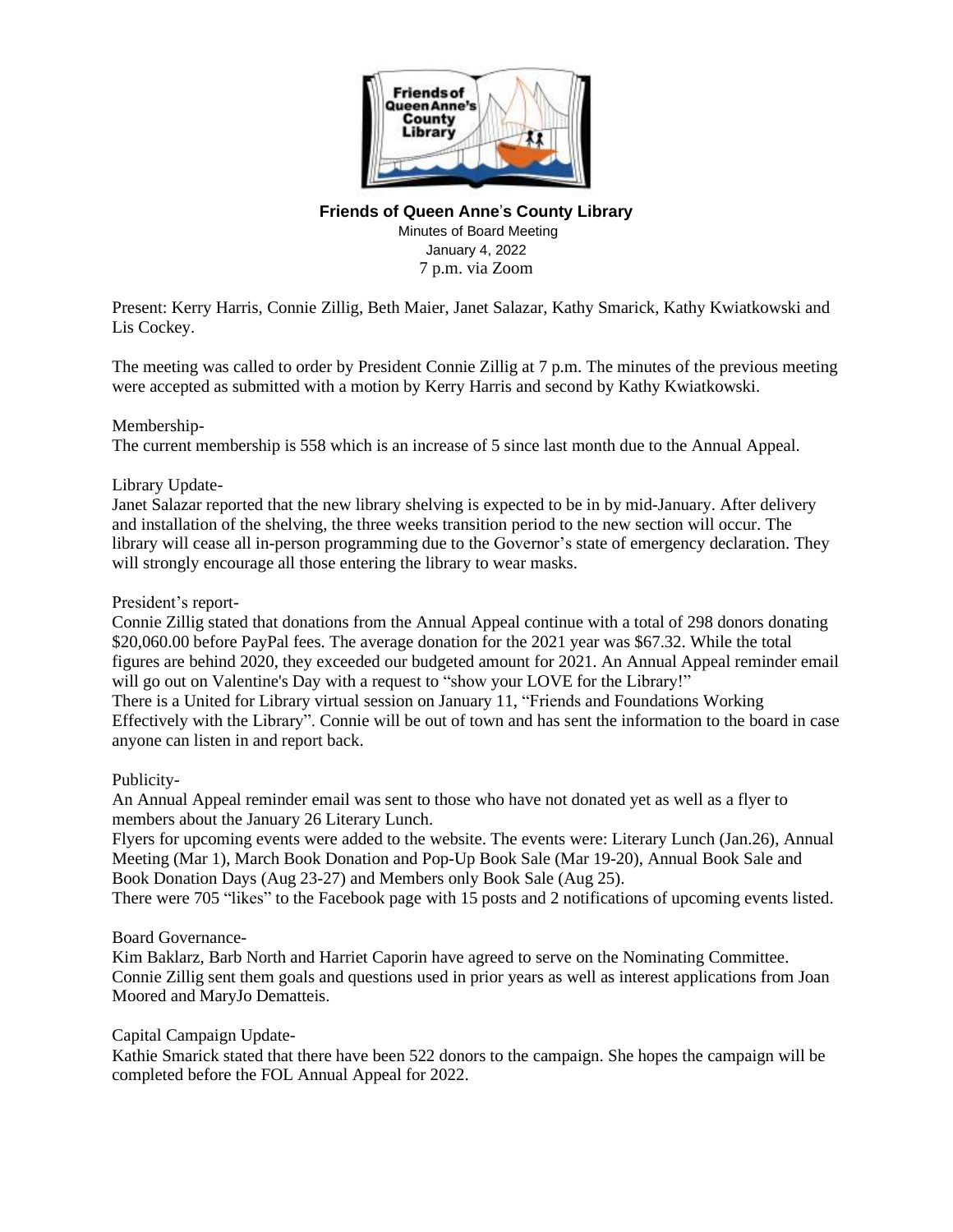**Friends of Queen Anne's County Library**

Minutes of Board Meeting
January 4, 2022
7 p.m. via Zoom

Present: Kerry Harris, Connie Zillig, Beth Maier, Janet Salazar, Kathy Smarick, Kathy Kwiatkowski and Lis Cockey.

The meeting was called to order by President Connie Zillig at 7 p.m. The minutes of the previous meeting were accepted as submitted with a motion by Kerry Harris and second by Kathy Kwiatkowski.

Membership-
The current membership is 558 which is an increase of 5 since last month due to the Annual Appeal.

Library Update-
Janet Salazar reported that the new library shelving is expected to be in by mid-January. After delivery and installation of the shelving, the three weeks transition period to the new section will occur. The library will cease all in-person programming due to the Governor's state of emergency declaration. They will strongly encourage all those entering the library to wear masks.

President's report-
Connie Zillig stated that donations from the Annual Appeal continue with a total of 298 donors donating $20,060.00 before PayPal fees. The average donation for the 2021 year was $67.32. While the total figures are behind 2020, they exceeded our budgeted amount for 2021. An Annual Appeal reminder email will go out on Valentine's Day with a request to "show your LOVE for the Library!"
There is a United for Library virtual session on January 11, "Friends and Foundations Working Effectively with the Library". Connie will be out of town and has sent the information to the board in case anyone can listen in and report back.

Publicity-
An Annual Appeal reminder email was sent to those who have not donated yet as well as a flyer to members about the January 26 Literary Lunch.
Flyers for upcoming events were added to the website. The events were: Literary Lunch (Jan.26), Annual Meeting (Mar 1), March Book Donation and Pop-Up Book Sale (Mar 19-20), Annual Book Sale and Book Donation Days (Aug 23-27) and Members only Book Sale (Aug 25).
There were 705 "likes" to the Facebook page with 15 posts and 2 notifications of upcoming events listed.

Board Governance-
Kim Baklarz, Barb North and Harriet Caporin have agreed to serve on the Nominating Committee. Connie Zillig sent them goals and questions used in prior years as well as interest applications from Joan Moored and MaryJo Dematteis.

Capital Campaign Update-
Kathie Smarick stated that there have been 522 donors to the campaign. She hopes the campaign will be completed before the FOL Annual Appeal for 2022.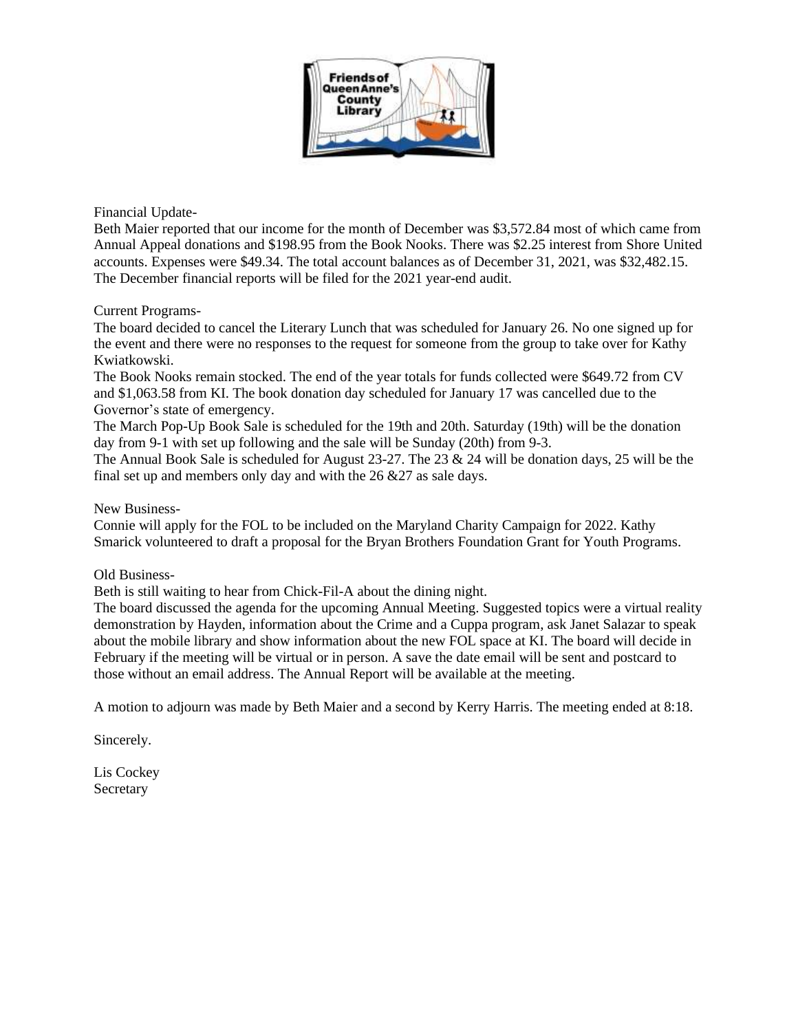Financial Update-

Beth Maier reported that our income for the month of December was $3,572.84 most of which came from Annual Appeal donations and $198.95 from the Book Nooks. There was $2.25 interest from Shore United accounts. Expenses were $49.34. The total account balances as of December 31, 2021, was $32,482.15. The December financial reports will be filed for the 2021 year-end audit.

Current Programs-

The board decided to cancel the Literary Lunch that was scheduled for January 26. No one signed up for the event and there were no responses to the request for someone from the group to take over for Kathy Kwiatkowski.

The Book Nooks remain stocked. The end of the year totals for funds collected were $649.72 from CV and $1,063.58 from KI. The book donation day scheduled for January 17 was cancelled due to the Governor's state of emergency.

The March Pop-Up Book Sale is scheduled for the 19th and 20th. Saturday (19th) will be the donation day from 9-1 with set up following and the sale will be Sunday (20th) from 9-3.

The Annual Book Sale is scheduled for August 23-27. The 23 & 24 will be donation days, 25 will be the final set up and members only day and with the 26 &27 as sale days.

New Business-

Connie will apply for the FOL to be included on the Maryland Charity Campaign for 2022. Kathy Smarick volunteered to draft a proposal for the Bryan Brothers Foundation Grant for Youth Programs.

Old Business-

Beth is still waiting to hear from Chick-Fil-A about the dining night.

The board discussed the agenda for the upcoming Annual Meeting. Suggested topics were a virtual reality demonstration by Hayden, information about the Crime and a Cuppa program, ask Janet Salazar to speak about the mobile library and show information about the new FOL space at KI. The board will decide in February if the meeting will be virtual or in person. A save the date email will be sent and postcard to those without an email address. The Annual Report will be available at the meeting.

A motion to adjourn was made by Beth Maier and a second by Kerry Harris. The meeting ended at 8:18.

Sincerely.

Lis Cockey
Secretary